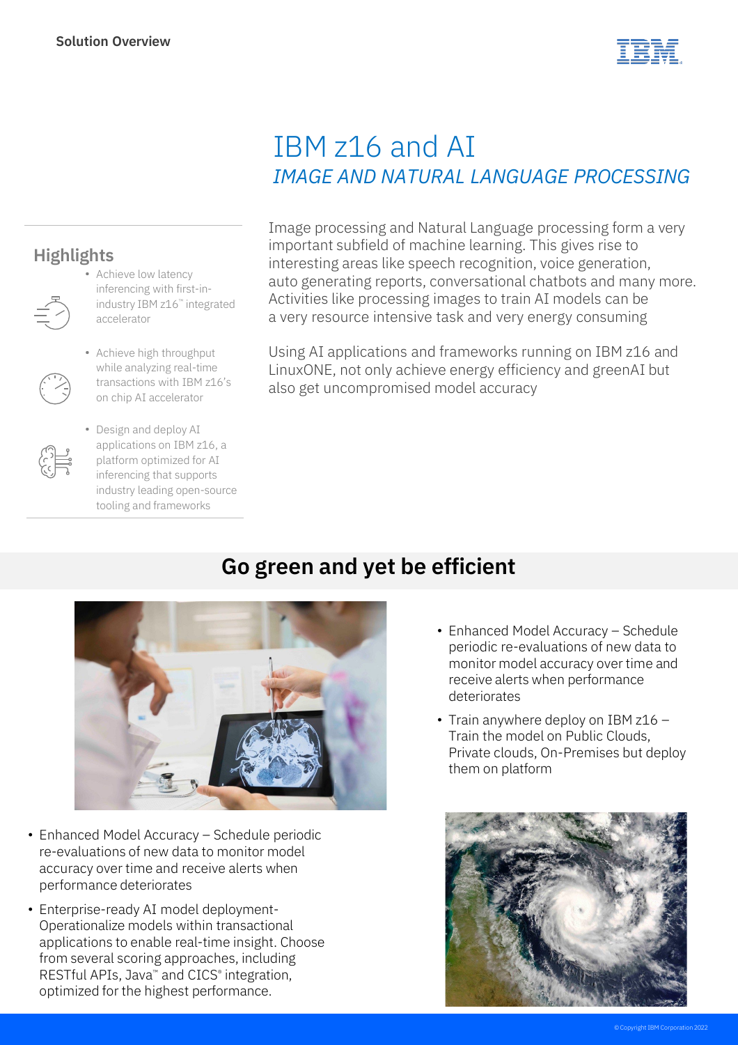Solution Overview

# IBM z16 and AI

## *IMAGE AND NATURAL LANGUAGE PROCESSING*

### Highlights

- Achieve low latency inferencing with first-in-industry IBM z16™ integrated accelerator
- Achieve high throughput while analyzing real-time transactions with IBM z16's on chip AI accelerator
- Design and deploy AI applications on IBM z16, a platform optimized for AI inferencing that supports industry leading open-source tooling and frameworks

Image processing and Natural Language processing form a very important subfield of machine learning. This gives rise to interesting areas like speech recognition, voice generation, auto generating reports, conversational chatbots and many more. Activities like processing images to train AI models can be a very resource intensive task and very energy consuming

Using AI applications and frameworks running on IBM z16 and LinuxONE, not only achieve energy efficiency and greenAI but also get uncompromised model accuracy

## Go green and yet be efficient

- Enhanced Model Accuracy – Schedule periodic re-evaluations of new data to monitor model accuracy over time and receive alerts when performance deteriorates
- Enterprise-ready AI model deployment- Operationalize models within transactional applications to enable real-time insight. Choose from several scoring approaches, including RESTful APIs, Java™ and CICS® integration, optimized for the highest performance.
- Enhanced Model Accuracy – Schedule periodic re-evaluations of new data to monitor model accuracy over time and receive alerts when performance deteriorates
- Train anywhere deploy on IBM z16 – Train the model on Public Clouds, Private clouds, On-Premises but deploy them on platform

© Copyright IBM Corporation 2022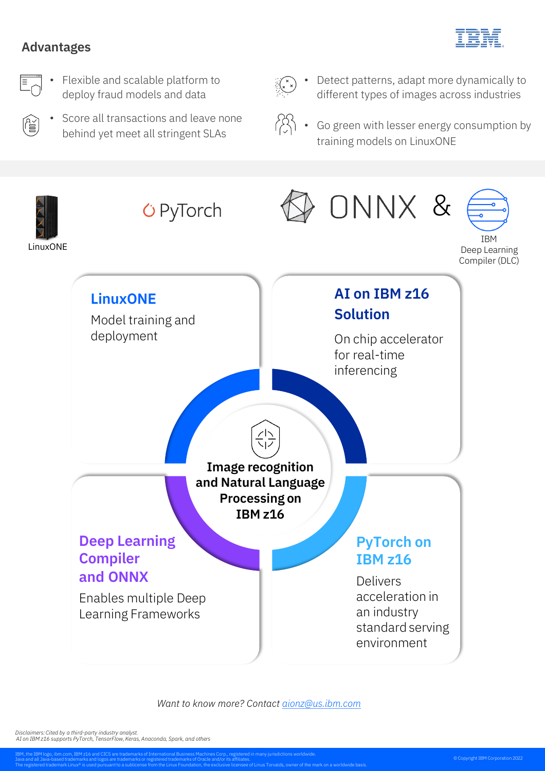## Advantages

- Flexible and scalable platform to deploy fraud models and data
- Score all transactions and leave none behind yet meet all stringent SLAs
- Detect patterns, adapt more dynamically to different types of images across industries
- Go green with lesser energy consumption by training models on LinuxONE

LinuxONE

PyTorch

ONNX &

IBM Deep Learning Compiler (DLC)

### LinuxONE

Model training and deployment

### AI on IBM z16 Solution

On chip accelerator for real-time inferencing

**Image recognition and Natural Language Processing on IBM z16**

### Deep Learning Compiler and ONNX

Enables multiple Deep Learning Frameworks

### PyTorch on IBM z16

Delivers acceleration in an industry standard serving environment

*Want to know more? Contact [aionz@us.ibm.com](mailto:aionz@us.ibm.com)*

*Disclaimers: Cited by a third-party industry analyst.*
*AI on IBM z16 supports PyTorch, TensorFlow, Keras, Anaconda, Spark, and others*

IBM, the IBM logo, ibm.com, IBM z16 and CICS are trademarks of International Business Machines Corp., registered in many jurisdictions worldwide.
Java and all Java-based trademarks and logos are trademarks or registered trademarks of Oracle and/or its affiliates.
The registered trademark Linux® is used pursuant to a sublicense from the Linux Foundation, the exclusive licensee of Linus Torvalds, owner of the mark on a worldwide basis.

© Copyright IBM Corporation 2022